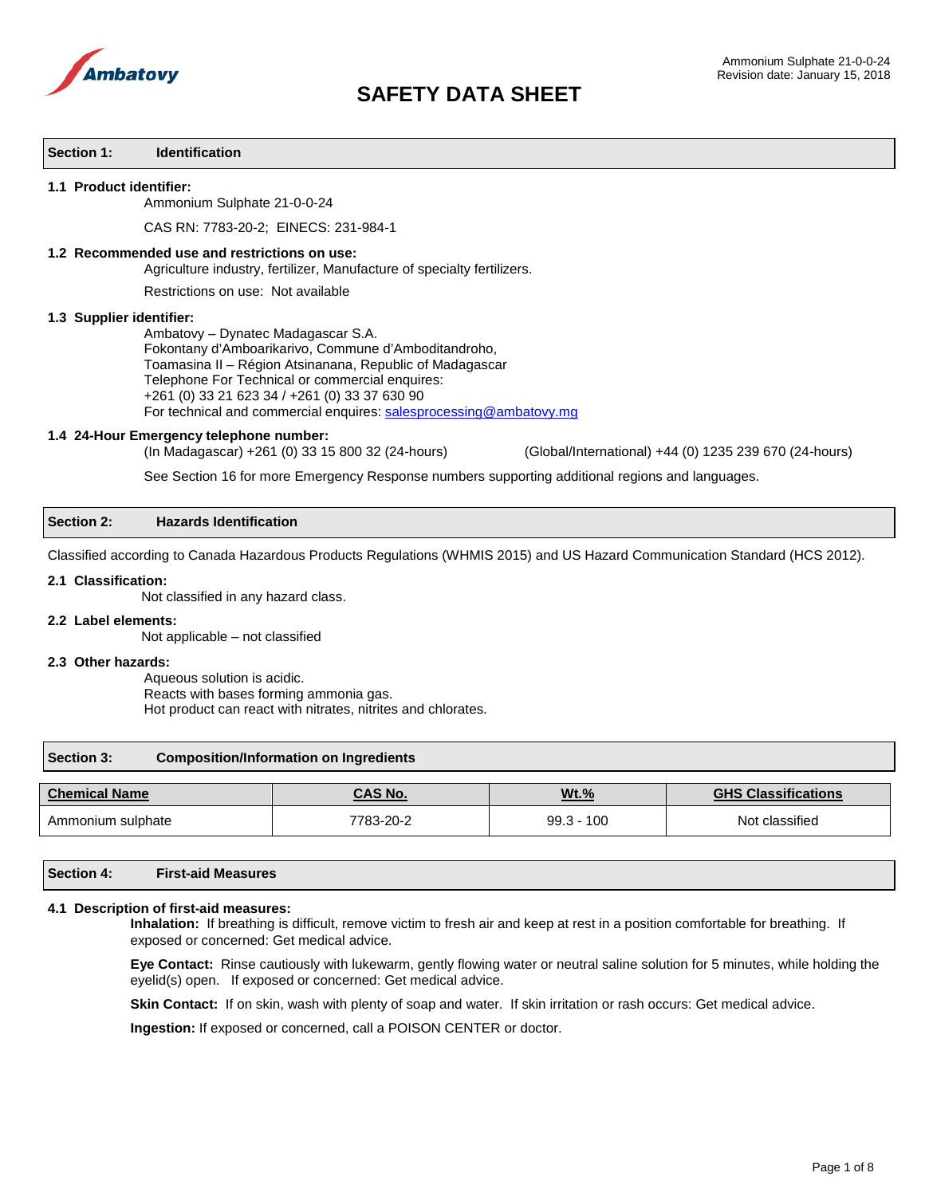Ambatovy

Ammonium Sulphate 21-0-0-24
Revision date: January 15, 2018

# SAFETY DATA SHEET

## Section 1: Identification

**1.1 Product identifier:**

Ammonium Sulphate 21-0-0-24

CAS RN: 7783-20-2; EINECS: 231-984-1

**1.2 Recommended use and restrictions on use:**

Agriculture industry, fertilizer, Manufacture of specialty fertilizers.

Restrictions on use: Not available

**1.3 Supplier identifier:**

Ambatovy – Dynatec Madagascar S.A.
Fokontany d'Amboarikarivo, Commune d'Amboditandroho,
Toamasina II – Région Atsinanana, Republic of Madagascar
Telephone For Technical or commercial enquires:
+261 (0) 33 21 623 34 / +261 (0) 33 37 630 90
For technical and commercial enquires: salesprocessing@ambatovy.mg

**1.4 24-Hour Emergency telephone number:**

(In Madagascar) +261 (0) 33 15 800 32 (24-hours) (Global/International) +44 (0) 1235 239 670 (24-hours)

See Section 16 for more Emergency Response numbers supporting additional regions and languages.

## Section 2: Hazards Identification

Classified according to Canada Hazardous Products Regulations (WHMIS 2015) and US Hazard Communication Standard (HCS 2012).

**2.1 Classification:**

Not classified in any hazard class.

**2.2 Label elements:**

Not applicable – not classified

**2.3 Other hazards:**

Aqueous solution is acidic.
Reacts with bases forming ammonia gas.
Hot product can react with nitrates, nitrites and chlorates.

## Section 3: Composition/Information on Ingredients

| Chemical Name | CAS No. | Wt.% | GHS Classifications |
| --- | --- | --- | --- |
| Ammonium sulphate | 7783-20-2 | 99.3 - 100 | Not classified |

## Section 4: First-aid Measures

**4.1 Description of first-aid measures:**

**Inhalation:** If breathing is difficult, remove victim to fresh air and keep at rest in a position comfortable for breathing. If exposed or concerned: Get medical advice.

**Eye Contact:** Rinse cautiously with lukewarm, gently flowing water or neutral saline solution for 5 minutes, while holding the eyelid(s) open. If exposed or concerned: Get medical advice.

**Skin Contact:** If on skin, wash with plenty of soap and water. If skin irritation or rash occurs: Get medical advice.

**Ingestion:** If exposed or concerned, call a POISON CENTER or doctor.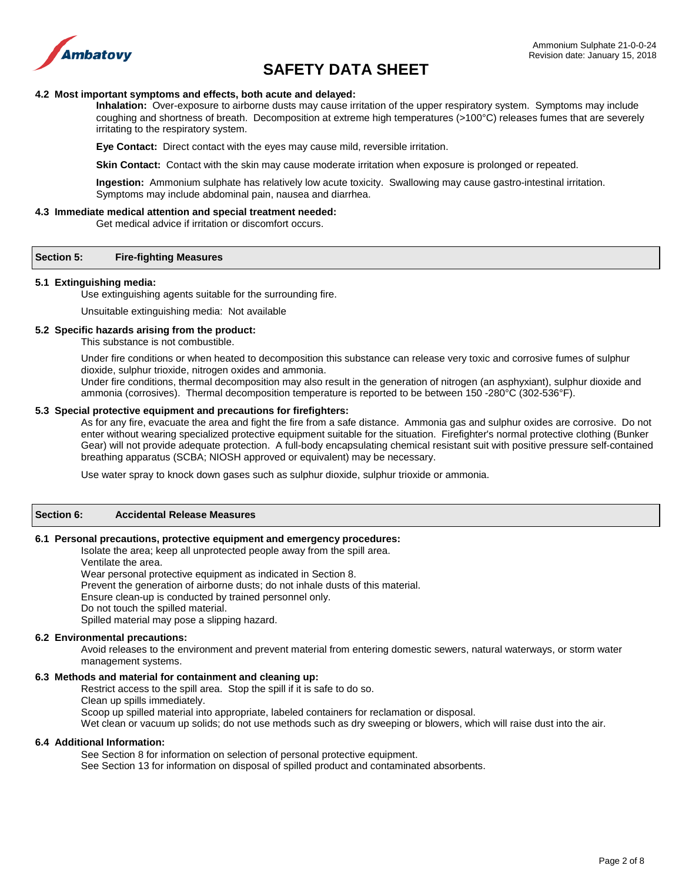### 4.2 Most important symptoms and effects, both acute and delayed:

**Inhalation:** Over-exposure to airborne dusts may cause irritation of the upper respiratory system. Symptoms may include coughing and shortness of breath. Decomposition at extreme high temperatures (>100°C) releases fumes that are severely irritating to the respiratory system.

**Eye Contact:** Direct contact with the eyes may cause mild, reversible irritation.

**Skin Contact:** Contact with the skin may cause moderate irritation when exposure is prolonged or repeated.

**Ingestion:** Ammonium sulphate has relatively low acute toxicity. Swallowing may cause gastro-intestinal irritation. Symptoms may include abdominal pain, nausea and diarrhea.

### 4.3 Immediate medical attention and special treatment needed:

Get medical advice if irritation or discomfort occurs.

## Section 5: Fire-fighting Measures

### 5.1 Extinguishing media:

Use extinguishing agents suitable for the surrounding fire.

Unsuitable extinguishing media: Not available

### 5.2 Specific hazards arising from the product:

This substance is not combustible.

Under fire conditions or when heated to decomposition this substance can release very toxic and corrosive fumes of sulphur dioxide, sulphur trioxide, nitrogen oxides and ammonia.
Under fire conditions, thermal decomposition may also result in the generation of nitrogen (an asphyxiant), sulphur dioxide and ammonia (corrosives). Thermal decomposition temperature is reported to be between 150 -280°C (302-536°F).

### 5.3 Special protective equipment and precautions for firefighters:

As for any fire, evacuate the area and fight the fire from a safe distance. Ammonia gas and sulphur oxides are corrosive. Do not enter without wearing specialized protective equipment suitable for the situation. Firefighter's normal protective clothing (Bunker Gear) will not provide adequate protection. A full-body encapsulating chemical resistant suit with positive pressure self-contained breathing apparatus (SCBA; NIOSH approved or equivalent) may be necessary.

Use water spray to knock down gases such as sulphur dioxide, sulphur trioxide or ammonia.

## Section 6: Accidental Release Measures

### 6.1 Personal precautions, protective equipment and emergency procedures:

Isolate the area; keep all unprotected people away from the spill area.
Ventilate the area.
Wear personal protective equipment as indicated in Section 8.
Prevent the generation of airborne dusts; do not inhale dusts of this material.
Ensure clean-up is conducted by trained personnel only.
Do not touch the spilled material.
Spilled material may pose a slipping hazard.

### 6.2 Environmental precautions:

Avoid releases to the environment and prevent material from entering domestic sewers, natural waterways, or storm water management systems.

### 6.3 Methods and material for containment and cleaning up:

Restrict access to the spill area. Stop the spill if it is safe to do so.
Clean up spills immediately.
Scoop up spilled material into appropriate, labeled containers for reclamation or disposal.
Wet clean or vacuum up solids; do not use methods such as dry sweeping or blowers, which will raise dust into the air.

### 6.4 Additional Information:

See Section 8 for information on selection of personal protective equipment.
See Section 13 for information on disposal of spilled product and contaminated absorbents.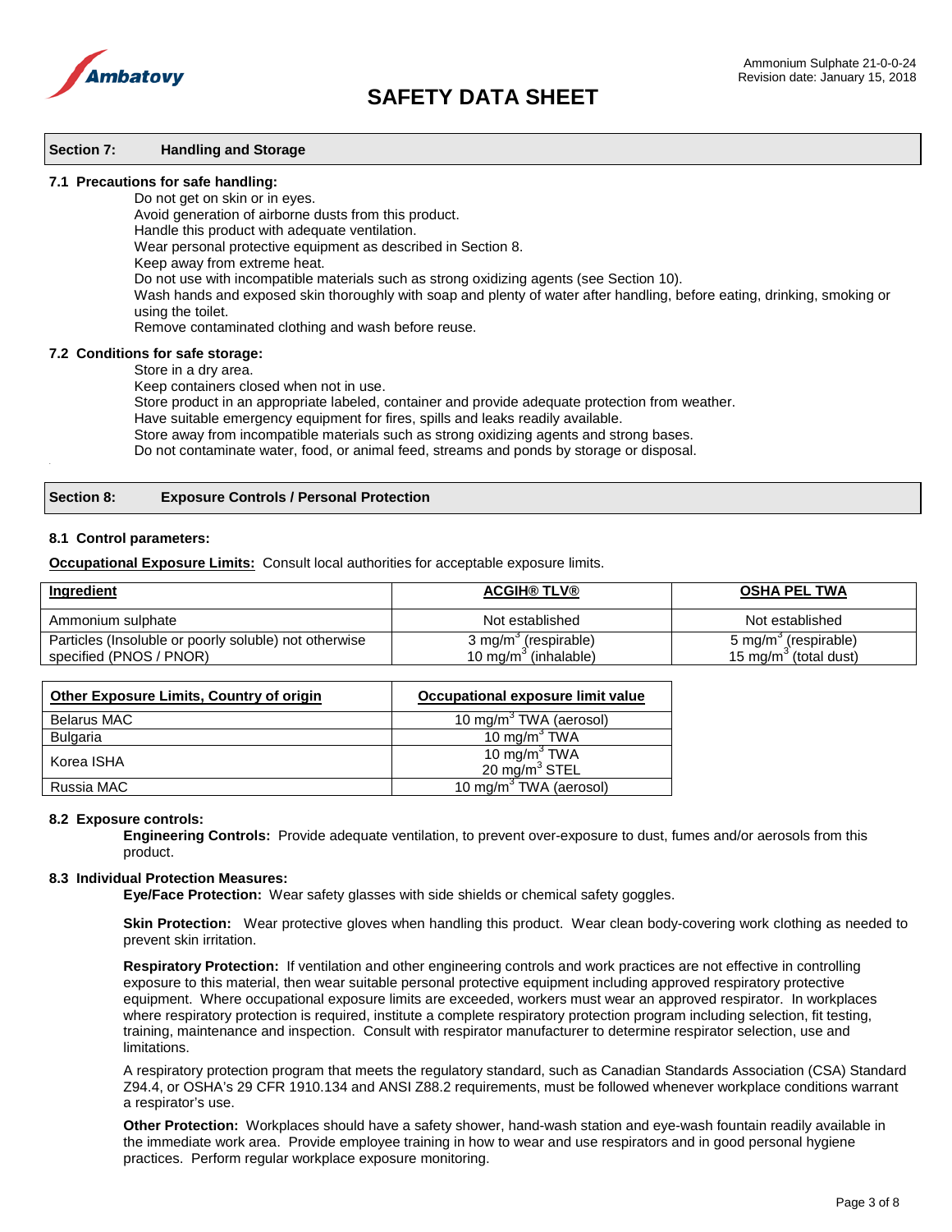## Section 7: Handling and Storage

**7.1 Precautions for safe handling:**

Do not get on skin or in eyes.
Avoid generation of airborne dusts from this product.
Handle this product with adequate ventilation.
Wear personal protective equipment as described in Section 8.
Keep away from extreme heat.
Do not use with incompatible materials such as strong oxidizing agents (see Section 10).
Wash hands and exposed skin thoroughly with soap and plenty of water after handling, before eating, drinking, smoking or using the toilet.
Remove contaminated clothing and wash before reuse.

**7.2 Conditions for safe storage:**

Store in a dry area.
Keep containers closed when not in use.
Store product in an appropriate labeled, container and provide adequate protection from weather.
Have suitable emergency equipment for fires, spills and leaks readily available.
Store away from incompatible materials such as strong oxidizing agents and strong bases.
Do not contaminate water, food, or animal feed, streams and ponds by storage or disposal.

## Section 8: Exposure Controls / Personal Protection

**8.1 Control parameters:**

**Occupational Exposure Limits:** Consult local authorities for acceptable exposure limits.

| Ingredient | ACGIH® TLV® | OSHA PEL TWA |
|---|---|---|
| Ammonium sulphate | Not established | Not established |
| Particles (Insoluble or poorly soluble) not otherwise specified (PNOS / PNOR) | 3 mg/m$^3$ (respirable)<br>10 mg/m$^3$ (inhalable) | 5 mg/m$^3$ (respirable)<br>15 mg/m$^3$ (total dust) |

| Other Exposure Limits, Country of origin | Occupational exposure limit value |
|---|---|
| Belarus MAC | 10 mg/m$^3$ TWA (aerosol) |
| Bulgaria | 10 mg/m$^3$ TWA |
| Korea ISHA | 10 mg/m$^3$ TWA<br>20 mg/m$^3$ STEL |
| Russia MAC | 10 mg/m$^3$ TWA (aerosol) |

**8.2 Exposure controls:**

**Engineering Controls:** Provide adequate ventilation, to prevent over-exposure to dust, fumes and/or aerosols from this product.

**8.3 Individual Protection Measures:**

**Eye/Face Protection:** Wear safety glasses with side shields or chemical safety goggles.

**Skin Protection:** Wear protective gloves when handling this product. Wear clean body-covering work clothing as needed to prevent skin irritation.

**Respiratory Protection:** If ventilation and other engineering controls and work practices are not effective in controlling exposure to this material, then wear suitable personal protective equipment including approved respiratory protective equipment. Where occupational exposure limits are exceeded, workers must wear an approved respirator. In workplaces where respiratory protection is required, institute a complete respiratory protection program including selection, fit testing, training, maintenance and inspection. Consult with respirator manufacturer to determine respirator selection, use and limitations.

A respiratory protection program that meets the regulatory standard, such as Canadian Standards Association (CSA) Standard Z94.4, or OSHA's 29 CFR 1910.134 and ANSI Z88.2 requirements, must be followed whenever workplace conditions warrant a respirator's use.

**Other Protection:** Workplaces should have a safety shower, hand-wash station and eye-wash fountain readily available in the immediate work area. Provide employee training in how to wear and use respirators and in good personal hygiene practices. Perform regular workplace exposure monitoring.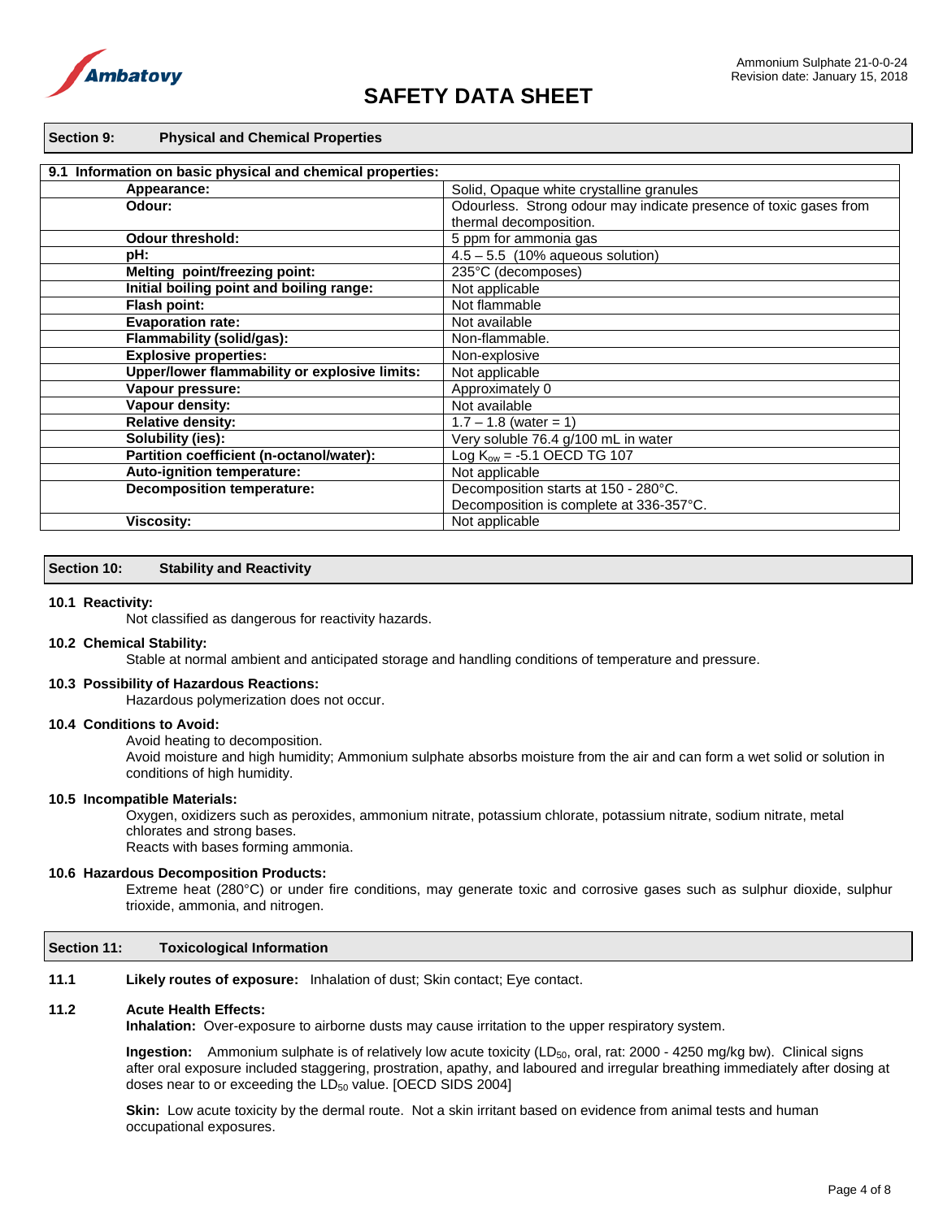## Section 9: Physical and Chemical Properties

| 9.1 Information on basic physical and chemical properties: | |
|---|---|
| **Appearance:** | Solid, Opaque white crystalline granules |
| **Odour:** | Odourless. Strong odour may indicate presence of toxic gases from thermal decomposition. |
| **Odour threshold:** | 5 ppm for ammonia gas |
| **pH:** | 4.5 – 5.5 (10% aqueous solution) |
| **Melting point/freezing point:** | 235°C (decomposes) |
| **Initial boiling point and boiling range:** | Not applicable |
| **Flash point:** | Not flammable |
| **Evaporation rate:** | Not available |
| **Flammability (solid/gas):** | Non-flammable. |
| **Explosive properties:** | Non-explosive |
| **Upper/lower flammability or explosive limits:** | Not applicable |
| **Vapour pressure:** | Approximately 0 |
| **Vapour density:** | Not available |
| **Relative density:** | 1.7 – 1.8 (water = 1) |
| **Solubility (ies):** | Very soluble 76.4 g/100 mL in water |
| **Partition coefficient (n-octanol/water):** | Log $K_{ow}$ = -5.1 OECD TG 107 |
| **Auto-ignition temperature:** | Not applicable |
| **Decomposition temperature:** | Decomposition starts at 150 - 280°C. Decomposition is complete at 336-357°C. |
| **Viscosity:** | Not applicable |

## Section 10: Stability and Reactivity

**10.1 Reactivity:**

Not classified as dangerous for reactivity hazards.

**10.2 Chemical Stability:**

Stable at normal ambient and anticipated storage and handling conditions of temperature and pressure.

**10.3 Possibility of Hazardous Reactions:**

Hazardous polymerization does not occur.

**10.4 Conditions to Avoid:**

Avoid heating to decomposition.

Avoid moisture and high humidity; Ammonium sulphate absorbs moisture from the air and can form a wet solid or solution in conditions of high humidity.

**10.5 Incompatible Materials:**

Oxygen, oxidizers such as peroxides, ammonium nitrate, potassium chlorate, potassium nitrate, sodium nitrate, metal chlorates and strong bases.

Reacts with bases forming ammonia.

**10.6 Hazardous Decomposition Products:**

Extreme heat (280°C) or under fire conditions, may generate toxic and corrosive gases such as sulphur dioxide, sulphur trioxide, ammonia, and nitrogen.

## Section 11: Toxicological Information

**11.1 Likely routes of exposure:** Inhalation of dust; Skin contact; Eye contact.

**11.2 Acute Health Effects:**

**Inhalation:** Over-exposure to airborne dusts may cause irritation to the upper respiratory system.

**Ingestion:** Ammonium sulphate is of relatively low acute toxicity ($LD_{50}$, oral, rat: 2000 - 4250 mg/kg bw). Clinical signs after oral exposure included staggering, prostration, apathy, and laboured and irregular breathing immediately after dosing at doses near to or exceeding the $LD_{50}$ value. [OECD SIDS 2004]

**Skin:** Low acute toxicity by the dermal route. Not a skin irritant based on evidence from animal tests and human occupational exposures.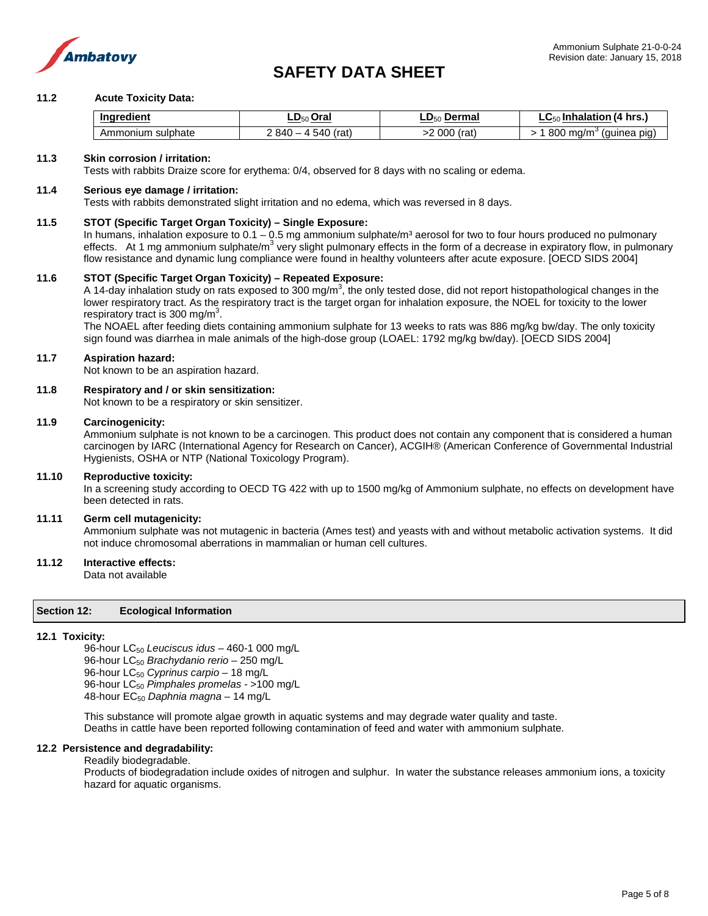**11.2 Acute Toxicity Data:**

| Ingredient | $LD_{50}$ Oral | $LD_{50}$ Dermal | $LC_{50}$ Inhalation (4 hrs.) |
| --- | --- | --- | --- |
| Ammonium sulphate | 2 840 – 4 540 (rat) | >2 000 (rat) | > 1 800 mg/m$^3$ (guinea pig) |

**11.3 Skin corrosion / irritation:**

Tests with rabbits Draize score for erythema: 0/4, observed for 8 days with no scaling or edema.

**11.4 Serious eye damage / irritation:**

Tests with rabbits demonstrated slight irritation and no edema, which was reversed in 8 days.

**11.5 STOT (Specific Target Organ Toxicity) – Single Exposure:**

In humans, inhalation exposure to 0.1 – 0.5 mg ammonium sulphate/m$^3$ aerosol for two to four hours produced no pulmonary effects. At 1 mg ammonium sulphate/m$^3$ very slight pulmonary effects in the form of a decrease in expiratory flow, in pulmonary flow resistance and dynamic lung compliance were found in healthy volunteers after acute exposure. [OECD SIDS 2004]

**11.6 STOT (Specific Target Organ Toxicity) – Repeated Exposure:**

A 14-day inhalation study on rats exposed to 300 mg/m$^3$, the only tested dose, did not report histopathological changes in the lower respiratory tract. As the respiratory tract is the target organ for inhalation exposure, the NOEL for toxicity to the lower respiratory tract is 300 mg/m$^3$.

The NOAEL after feeding diets containing ammonium sulphate for 13 weeks to rats was 886 mg/kg bw/day. The only toxicity sign found was diarrhea in male animals of the high-dose group (LOAEL: 1792 mg/kg bw/day). [OECD SIDS 2004]

**11.7 Aspiration hazard:**

Not known to be an aspiration hazard.

**11.8 Respiratory and / or skin sensitization:**

Not known to be a respiratory or skin sensitizer.

**11.9 Carcinogenicity:**

Ammonium sulphate is not known to be a carcinogen. This product does not contain any component that is considered a human carcinogen by IARC (International Agency for Research on Cancer), ACGIH® (American Conference of Governmental Industrial Hygienists, OSHA or NTP (National Toxicology Program).

**11.10 Reproductive toxicity:**

In a screening study according to OECD TG 422 with up to 1500 mg/kg of Ammonium sulphate, no effects on development have been detected in rats.

**11.11 Germ cell mutagenicity:**

Ammonium sulphate was not mutagenic in bacteria (Ames test) and yeasts with and without metabolic activation systems. It did not induce chromosomal aberrations in mammalian or human cell cultures.

**11.12 Interactive effects:**

Data not available

## Section 12: Ecological Information

**12.1 Toxicity:**

96-hour $LC_{50}$ *Leuciscus idus* – 460-1 000 mg/L
96-hour $LC_{50}$ *Brachydanio rerio* – 250 mg/L
96-hour $LC_{50}$ *Cyprinus carpio* – 18 mg/L
96-hour $LC_{50}$ *Pimphales promelas* - >100 mg/L
48-hour $EC_{50}$ *Daphnia magna* – 14 mg/L

This substance will promote algae growth in aquatic systems and may degrade water quality and taste.
Deaths in cattle have been reported following contamination of feed and water with ammonium sulphate.

**12.2 Persistence and degradability:**

Readily biodegradable.
Products of biodegradation include oxides of nitrogen and sulphur. In water the substance releases ammonium ions, a toxicity hazard for aquatic organisms.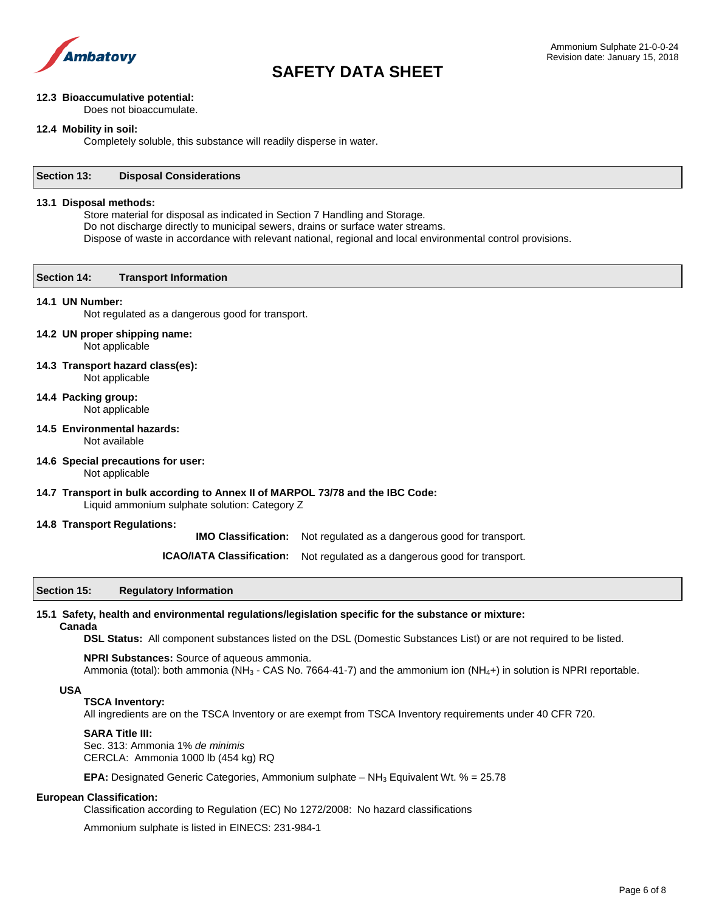#### 12.3 Bioaccumulative potential:

Does not bioaccumulate.

#### 12.4 Mobility in soil:

Completely soluble, this substance will readily disperse in water.

## Section 13: Disposal Considerations

#### 13.1 Disposal methods:

Store material for disposal as indicated in Section 7 Handling and Storage.
Do not discharge directly to municipal sewers, drains or surface water streams.
Dispose of waste in accordance with relevant national, regional and local environmental control provisions.

## Section 14: Transport Information

#### 14.1 UN Number:

Not regulated as a dangerous good for transport.

#### 14.2 UN proper shipping name:

Not applicable

#### 14.3 Transport hazard class(es):

Not applicable

#### 14.4 Packing group:

Not applicable

#### 14.5 Environmental hazards:

Not available

#### 14.6 Special precautions for user:

Not applicable

#### 14.7 Transport in bulk according to Annex II of MARPOL 73/78 and the IBC Code:

Liquid ammonium sulphate solution: Category Z

#### 14.8 Transport Regulations:

**IMO Classification:** Not regulated as a dangerous good for transport.

**ICAO/IATA Classification:** Not regulated as a dangerous good for transport.

## Section 15: Regulatory Information

#### 15.1 Safety, health and environmental regulations/legislation specific for the substance or mixture:

**Canada**

**DSL Status:** All component substances listed on the DSL (Domestic Substances List) or are not required to be listed.

**NPRI Substances:** Source of aqueous ammonia.
Ammonia (total): both ammonia ($NH_3$ - CAS No. 7664-41-7) and the ammonium ion ($NH_4$+) in solution is NPRI reportable.

**USA**

**TSCA Inventory:**
All ingredients are on the TSCA Inventory or are exempt from TSCA Inventory requirements under 40 CFR 720.

**SARA Title III:**
Sec. 313: Ammonia 1% *de minimis*
CERCLA: Ammonia 1000 lb (454 kg) RQ

**EPA:** Designated Generic Categories, Ammonium sulphate – $NH_3$ Equivalent Wt. % = 25.78

**European Classification:**

Classification according to Regulation (EC) No 1272/2008: No hazard classifications

Ammonium sulphate is listed in EINECS: 231-984-1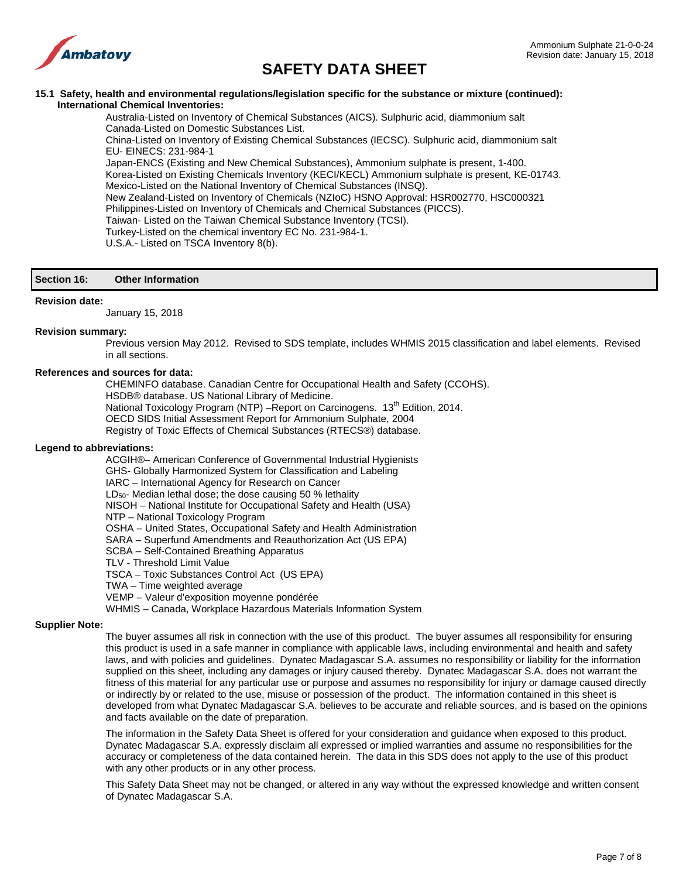**15.1 Safety, health and environmental regulations/legislation specific for the substance or mixture (continued):**

**International Chemical Inventories:**

Australia-Listed on Inventory of Chemical Substances (AICS). Sulphuric acid, diammonium salt
Canada-Listed on Domestic Substances List.
China-Listed on Inventory of Existing Chemical Substances (IECSC). Sulphuric acid, diammonium salt
EU- EINECS: 231-984-1
Japan-ENCS (Existing and New Chemical Substances), Ammonium sulphate is present, 1-400.
Korea-Listed on Existing Chemicals Inventory (KECI/KECL) Ammonium sulphate is present, KE-01743.
Mexico-Listed on the National Inventory of Chemical Substances (INSQ).
New Zealand-Listed on Inventory of Chemicals (NZIoC) HSNO Approval: HSR002770, HSC000321
Philippines-Listed on Inventory of Chemicals and Chemical Substances (PICCS).
Taiwan- Listed on the Taiwan Chemical Substance Inventory (TCSI).
Turkey-Listed on the chemical inventory EC No. 231-984-1.
U.S.A.- Listed on TSCA Inventory 8(b).

## Section 16: Other Information

**Revision date:**

January 15, 2018

**Revision summary:**

Previous version May 2012. Revised to SDS template, includes WHMIS 2015 classification and label elements. Revised in all sections.

**References and sources for data:**

CHEMINFO database. Canadian Centre for Occupational Health and Safety (CCOHS).
HSDB® database. US National Library of Medicine.
National Toxicology Program (NTP) –Report on Carcinogens. 13th Edition, 2014.
OECD SIDS Initial Assessment Report for Ammonium Sulphate, 2004
Registry of Toxic Effects of Chemical Substances (RTECS®) database.

**Legend to abbreviations:**

ACGIH®– American Conference of Governmental Industrial Hygienists
GHS- Globally Harmonized System for Classification and Labeling
IARC – International Agency for Research on Cancer
$LD_{50}$- Median lethal dose; the dose causing 50 % lethality
NISOH – National Institute for Occupational Safety and Health (USA)
NTP – National Toxicology Program
OSHA – United States, Occupational Safety and Health Administration
SARA – Superfund Amendments and Reauthorization Act (US EPA)
SCBA – Self-Contained Breathing Apparatus
TLV - Threshold Limit Value
TSCA – Toxic Substances Control Act (US EPA)
TWA – Time weighted average
VEMP – Valeur d'exposition moyenne pondérée
WHMIS – Canada, Workplace Hazardous Materials Information System

**Supplier Note:**

The buyer assumes all risk in connection with the use of this product. The buyer assumes all responsibility for ensuring this product is used in a safe manner in compliance with applicable laws, including environmental and health and safety laws, and with policies and guidelines. Dynatec Madagascar S.A. assumes no responsibility or liability for the information supplied on this sheet, including any damages or injury caused thereby. Dynatec Madagascar S.A. does not warrant the fitness of this material for any particular use or purpose and assumes no responsibility for injury or damage caused directly or indirectly by or related to the use, misuse or possession of the product. The information contained in this sheet is developed from what Dynatec Madagascar S.A. believes to be accurate and reliable sources, and is based on the opinions and facts available on the date of preparation.

The information in the Safety Data Sheet is offered for your consideration and guidance when exposed to this product. Dynatec Madagascar S.A. expressly disclaim all expressed or implied warranties and assume no responsibilities for the accuracy or completeness of the data contained herein. The data in this SDS does not apply to the use of this product with any other products or in any other process.

This Safety Data Sheet may not be changed, or altered in any way without the expressed knowledge and written consent of Dynatec Madagascar S.A.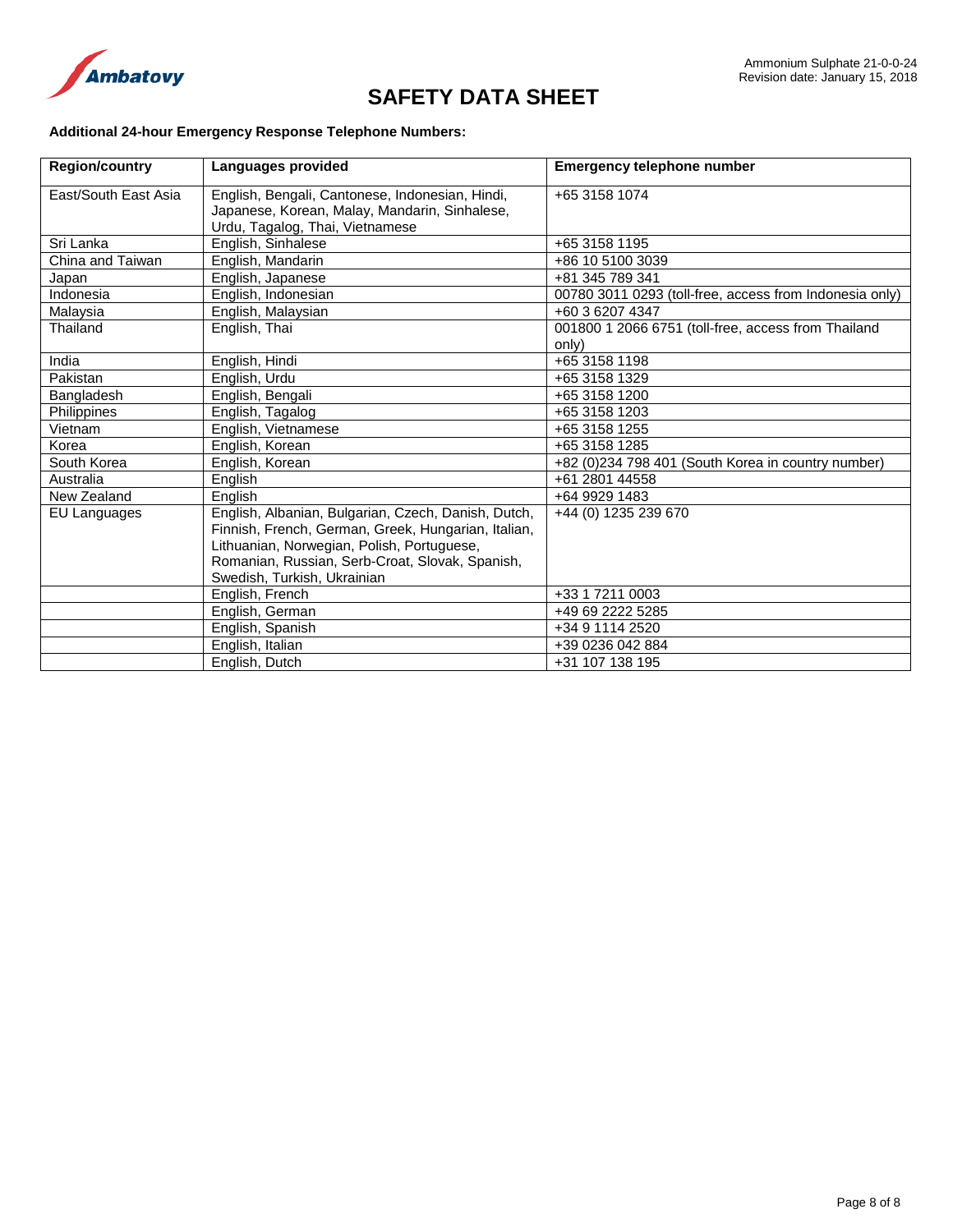**Additional 24-hour Emergency Response Telephone Numbers:**

| Region/country | Languages provided | Emergency telephone number |
|---|---|---|
| East/South East Asia | English, Bengali, Cantonese, Indonesian, Hindi, Japanese, Korean, Malay, Mandarin, Sinhalese, Urdu, Tagalog, Thai, Vietnamese | +65 3158 1074 |
| Sri Lanka | English, Sinhalese | +65 3158 1195 |
| China and Taiwan | English, Mandarin | +86 10 5100 3039 |
| Japan | English, Japanese | +81 345 789 341 |
| Indonesia | English, Indonesian | 00780 3011 0293 (toll-free, access from Indonesia only) |
| Malaysia | English, Malaysian | +60 3 6207 4347 |
| Thailand | English, Thai | 001800 1 2066 6751 (toll-free, access from Thailand only) |
| India | English, Hindi | +65 3158 1198 |
| Pakistan | English, Urdu | +65 3158 1329 |
| Bangladesh | English, Bengali | +65 3158 1200 |
| Philippines | English, Tagalog | +65 3158 1203 |
| Vietnam | English, Vietnamese | +65 3158 1255 |
| Korea | English, Korean | +65 3158 1285 |
| South Korea | English, Korean | +82 (0)234 798 401 (South Korea in country number) |
| Australia | English | +61 2801 44558 |
| New Zealand | English | +64 9929 1483 |
| EU Languages | English, Albanian, Bulgarian, Czech, Danish, Dutch, Finnish, French, German, Greek, Hungarian, Italian, Lithuanian, Norwegian, Polish, Portuguese, Romanian, Russian, Serb-Croat, Slovak, Spanish, Swedish, Turkish, Ukrainian | +44 (0) 1235 239 670 |
| | English, French | +33 1 7211 0003 |
| | English, German | +49 69 2222 5285 |
| | English, Spanish | +34 9 1114 2520 |
| | English, Italian | +39 0236 042 884 |
| | English, Dutch | +31 107 138 195 |